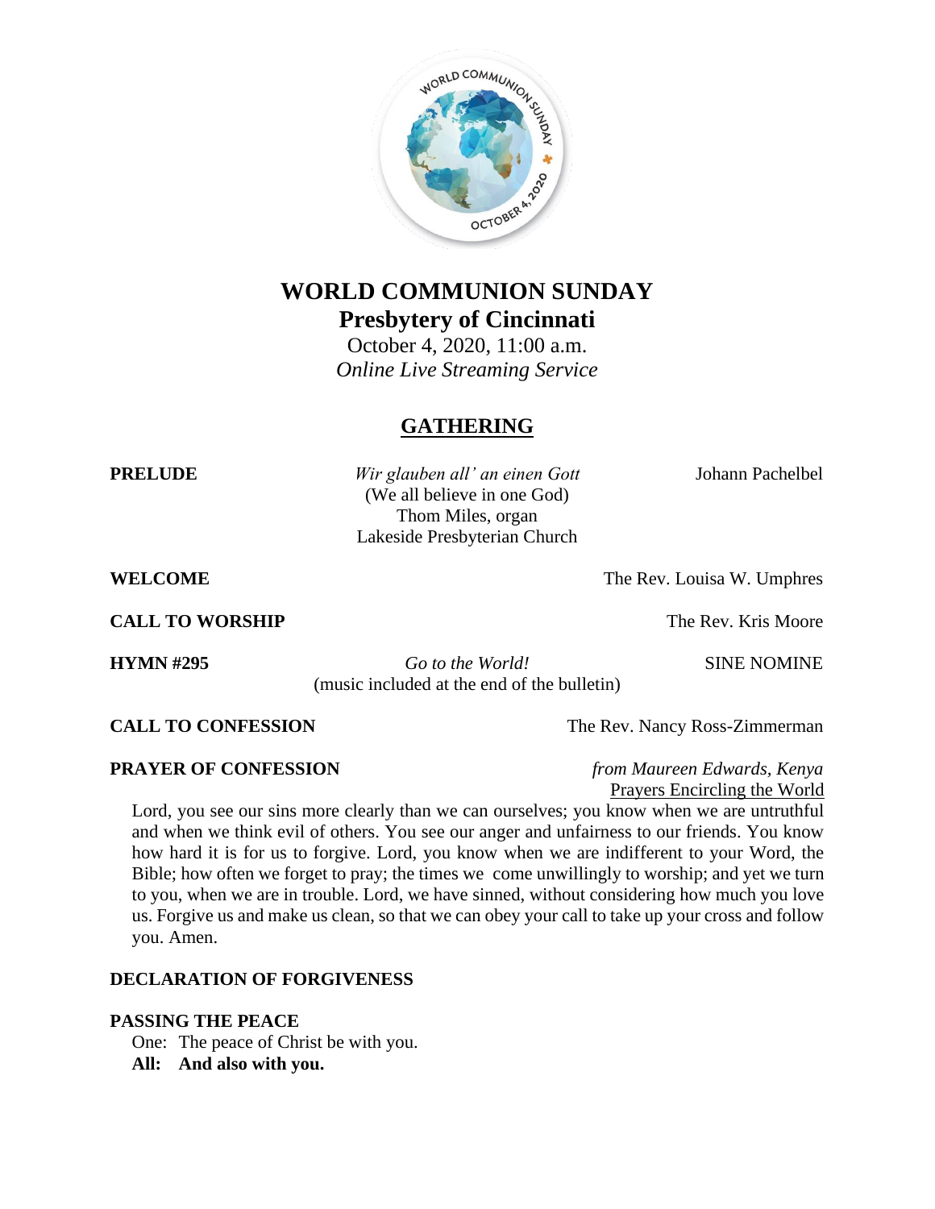# WORLD COMMUNION SUNDAY

## Presbytery of Cincinnati

October 4, 2020, 11:00 a.m.

*Online Live Streaming Service*

## GATHERING

**PRELUDE** *Wir glauben all' an einen Gott* Johann Pachelbel
(We all believe in one God)
Thom Miles, organ
Lakeside Presbyterian Church

**WELCOME** The Rev. Louisa W. Umphres

**CALL TO WORSHIP** The Rev. Kris Moore

**HYMN #295** *Go to the World!* SINE NOMINE
(music included at the end of the bulletin)

**CALL TO CONFESSION** The Rev. Nancy Ross-Zimmerman

**PRAYER OF CONFESSION** *from Maureen Edwards, Kenya*
Prayers Encircling the World

Lord, you see our sins more clearly than we can ourselves; you know when we are untruthful and when we think evil of others. You see our anger and unfairness to our friends. You know how hard it is for us to forgive. Lord, you know when we are indifferent to your Word, the Bible; how often we forget to pray; the times we come unwillingly to worship; and yet we turn to you, when we are in trouble. Lord, we have sinned, without considering how much you love us. Forgive us and make us clean, so that we can obey your call to take up your cross and follow you. Amen.

**DECLARATION OF FORGIVENESS**

**PASSING THE PEACE**

One: The peace of Christ be with you.
**All: And also with you.**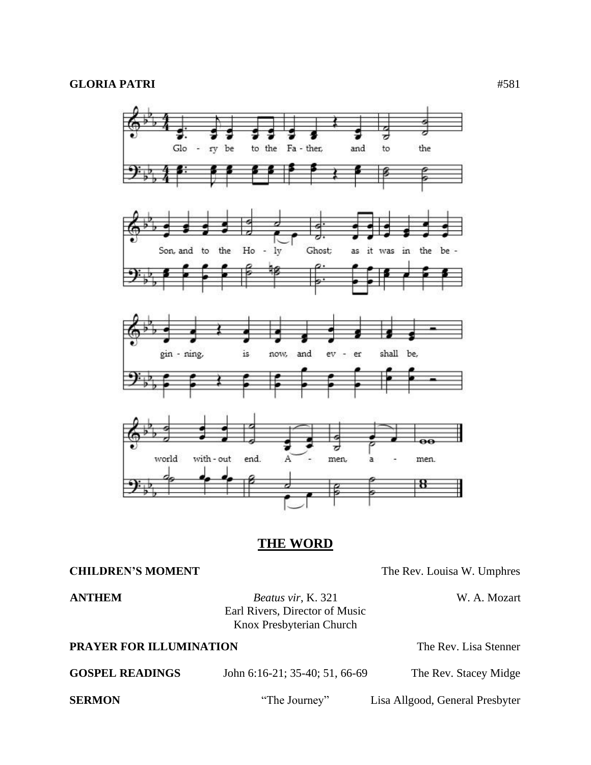**GLORIA PATRI** #581

Glo - ry be to the Fa - ther, and to the Son, and to the Ho - ly Ghost; as it was in the be - gin - ning, is now, and ev - er shall be, world with - out end. A - men, a - men.

## THE WORD

**CHILDREN'S MOMENT** The Rev. Louisa W. Umphres

**ANTHEM** *Beatus vir*, K. 321 W. A. Mozart
Earl Rivers, Director of Music
Knox Presbyterian Church

**PRAYER FOR ILLUMINATION** The Rev. Lisa Stenner

**GOSPEL READINGS** John 6:16-21; 35-40; 51, 66-69 The Rev. Stacey Midge

**SERMON** "The Journey" Lisa Allgood, General Presbyter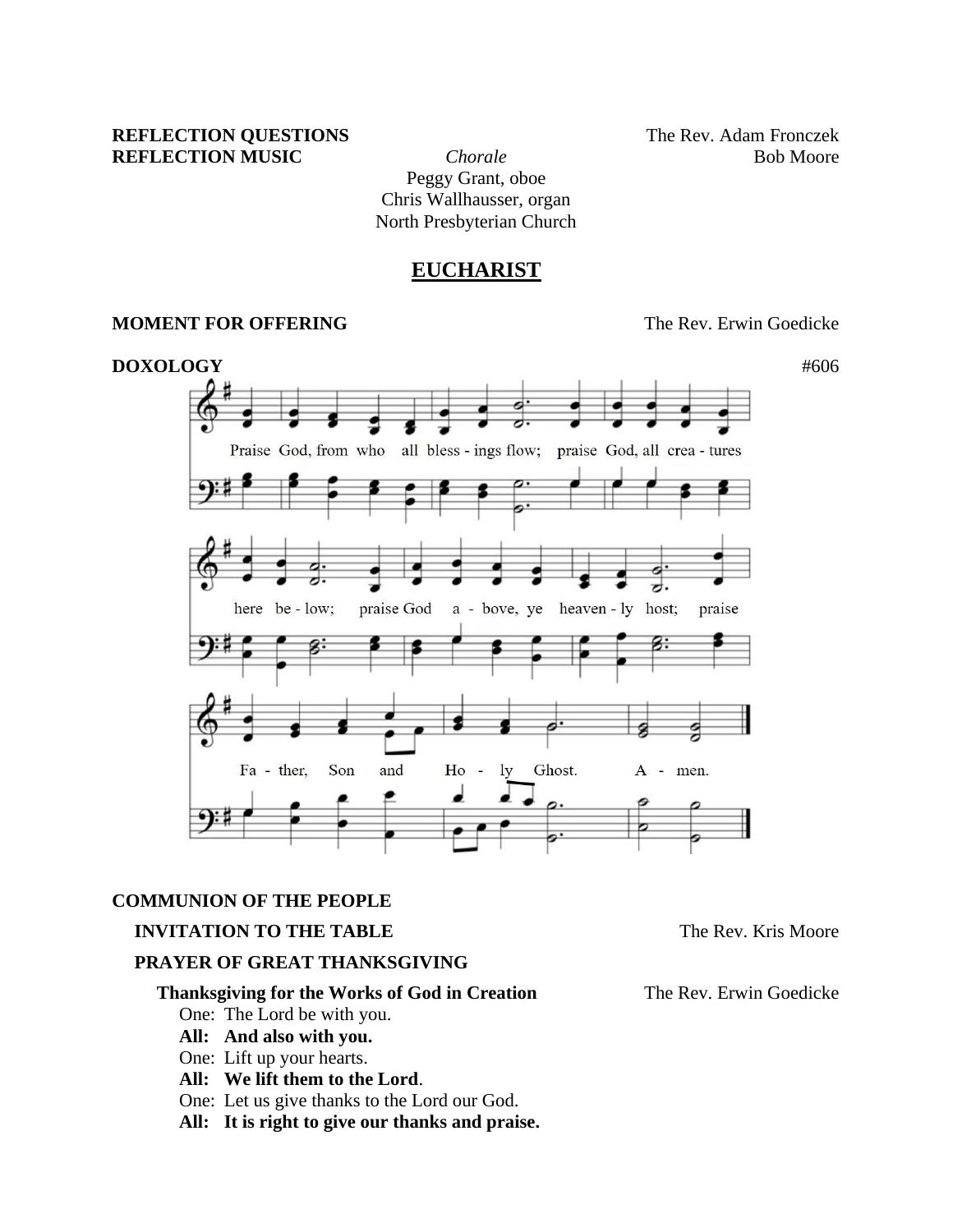**REFLECTION QUESTIONS** The Rev. Adam Fronczek

**REFLECTION MUSIC** *Chorale* Bob Moore

Peggy Grant, oboe
Chris Wallhausser, organ
North Presbyterian Church

## EUCHARIST

**MOMENT FOR OFFERING** The Rev. Erwin Goedicke

**DOXOLOGY** #606

Praise God, from whom all bless - ings flow; praise God, all crea - tures here be - low; praise God a - bove, ye heaven - ly host; praise Fa - ther, Son and Ho - ly Ghost. A - men.

**COMMUNION OF THE PEOPLE**

**INVITATION TO THE TABLE** The Rev. Kris Moore

**PRAYER OF GREAT THANKSGIVING**

**Thanksgiving for the Works of God in Creation** The Rev. Erwin Goedicke

One: The Lord be with you.
**All: And also with you.**
One: Lift up your hearts.
**All: We lift them to the Lord**.
One: Let us give thanks to the Lord our God.
**All: It is right to give our thanks and praise.**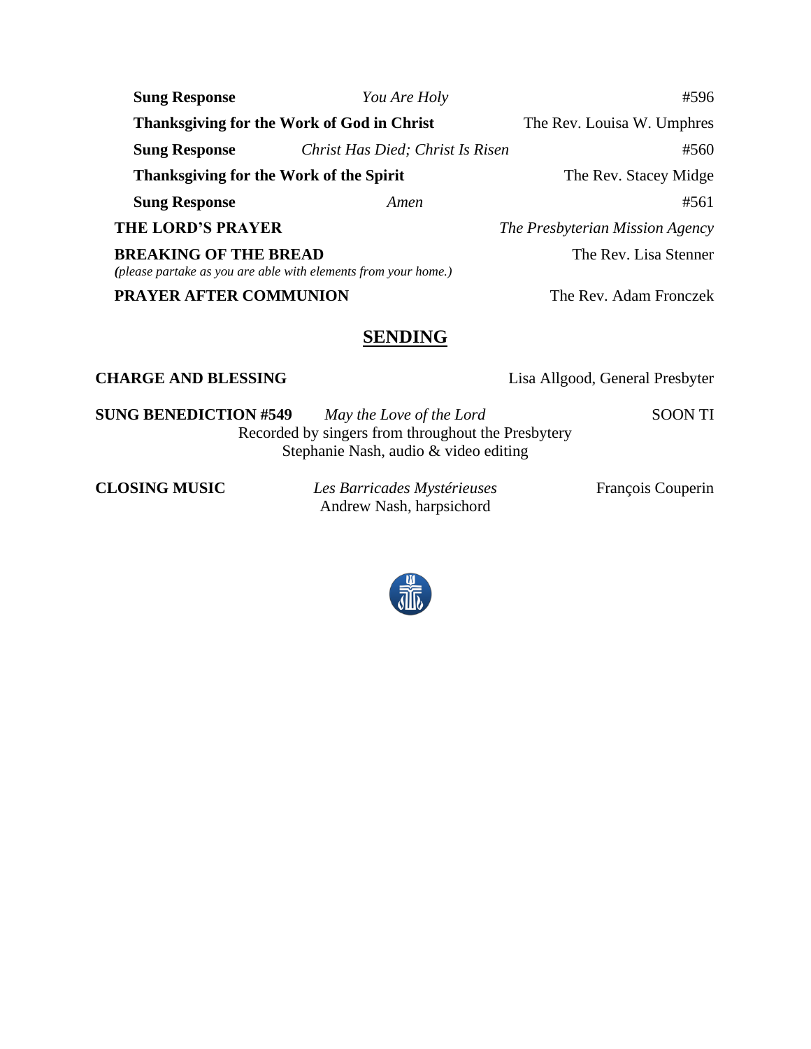**Sung Response** *You Are Holy* #596

**Thanksgiving for the Work of God in Christ** The Rev. Louisa W. Umphres

**Sung Response** *Christ Has Died; Christ Is Risen* #560

**Thanksgiving for the Work of the Spirit** The Rev. Stacey Midge

**Sung Response** *Amen* #561

**THE LORD'S PRAYER** *The Presbyterian Mission Agency*

**BREAKING OF THE BREAD** The Rev. Lisa Stenner
*(please partake as you are able with elements from your home.)*

**PRAYER AFTER COMMUNION** The Rev. Adam Fronczek

## SENDING

**CHARGE AND BLESSING** Lisa Allgood, General Presbyter

**SUNG BENEDICTION #549** *May the Love of the Lord* SOON TI
Recorded by singers from throughout the Presbytery
Stephanie Nash, audio & video editing

**CLOSING MUSIC** *Les Barricades Mystérieuses* François Couperin
Andrew Nash, harpsichord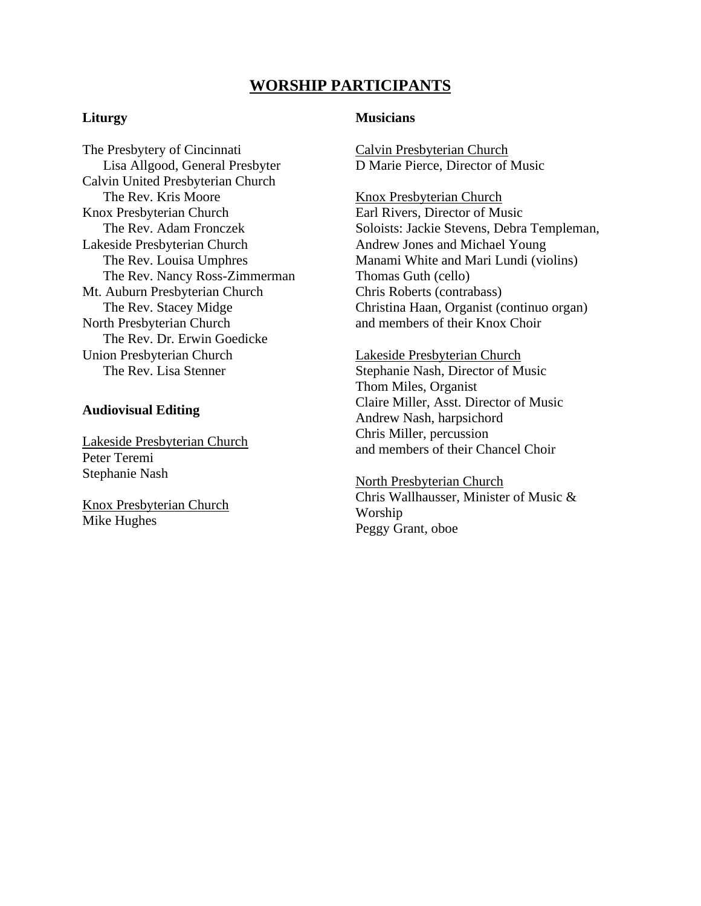# WORSHIP PARTICIPANTS

### Liturgy

The Presbytery of Cincinnati
 Lisa Allgood, General Presbyter
Calvin United Presbyterian Church
 The Rev. Kris Moore
Knox Presbyterian Church
 The Rev. Adam Fronczek
Lakeside Presbyterian Church
 The Rev. Louisa Umphres
 The Rev. Nancy Ross-Zimmerman
Mt. Auburn Presbyterian Church
 The Rev. Stacey Midge
North Presbyterian Church
 The Rev. Dr. Erwin Goedicke
Union Presbyterian Church
 The Rev. Lisa Stenner

### Audiovisual Editing

<u>Lakeside Presbyterian Church</u>
Peter Teremi
Stephanie Nash

<u>Knox Presbyterian Church</u>
Mike Hughes

### Musicians

<u>Calvin Presbyterian Church</u>
D Marie Pierce, Director of Music

<u>Knox Presbyterian Church</u>
Earl Rivers, Director of Music
Soloists: Jackie Stevens, Debra Templeman, Andrew Jones and Michael Young
Manami White and Mari Lundi (violins)
Thomas Guth (cello)
Chris Roberts (contrabass)
Christina Haan, Organist (continuo organ)
and members of their Knox Choir

<u>Lakeside Presbyterian Church</u>
Stephanie Nash, Director of Music
Thom Miles, Organist
Claire Miller, Asst. Director of Music
Andrew Nash, harpsichord
Chris Miller, percussion
and members of their Chancel Choir

<u>North Presbyterian Church</u>
Chris Wallhausser, Minister of Music & Worship
Peggy Grant, oboe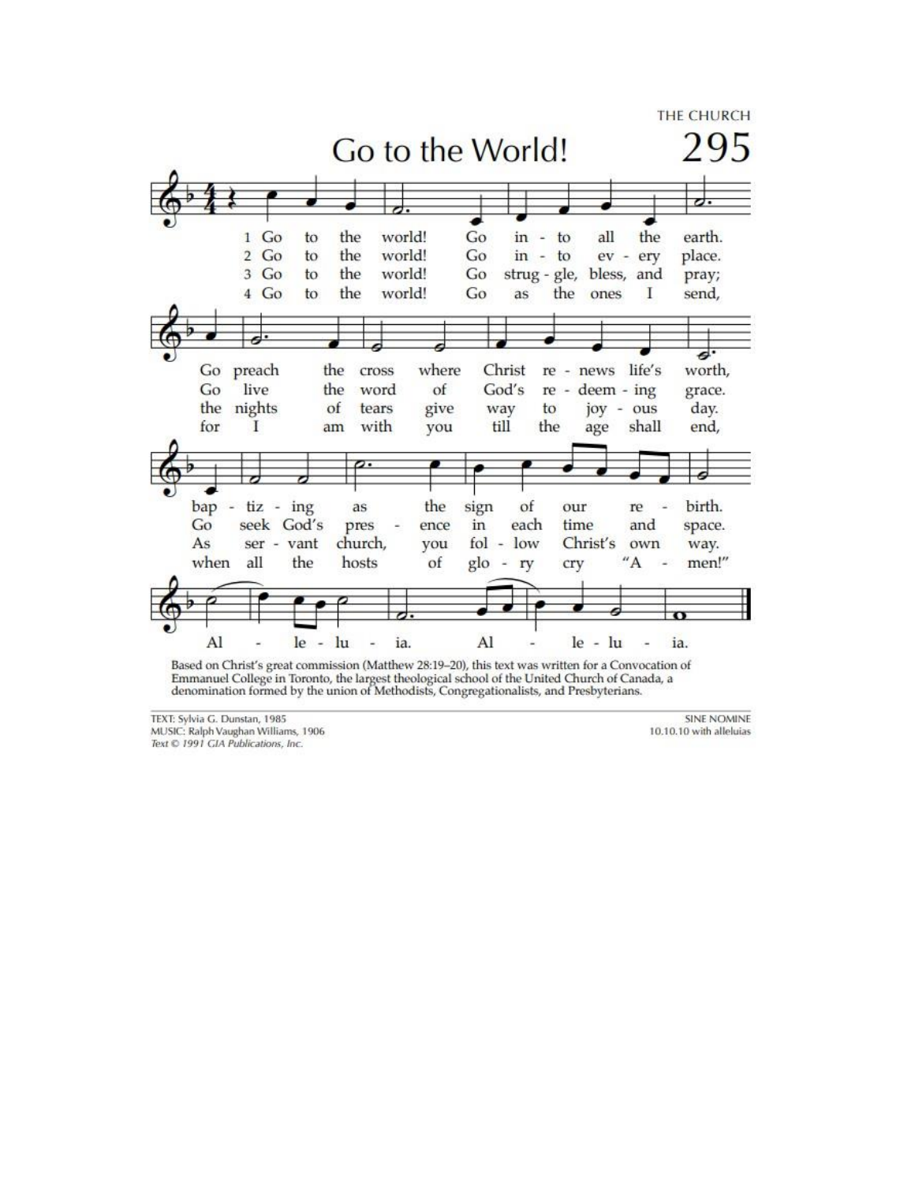THE CHURCH

# Go to the World!

295

1 Go to the world! Go into all the earth.
Go preach the cross where Christ renews life's worth,
baptizing as the sign of our rebirth.
Alleluia. Alleluia.

2 Go to the world! Go into every place.
Go live the word of God's redeeming grace.
Go seek God's presence in each time and space.
Alleluia. Alleluia.

3 Go to the world! Go struggle, bless, and pray;
the nights of tears give way to joyous day.
As servant church, you follow Christ's own way.
Alleluia. Alleluia.

4 Go to the world! Go as the ones I send,
for I am with you till the age shall end,
when all the hosts of glory cry "Amen!"
Alleluia. Alleluia.

Based on Christ's great commission (Matthew 28:19–20), this text was written for a Convocation of Emmanuel College in Toronto, the largest theological school of the United Church of Canada, a denomination formed by the union of Methodists, Congregationalists, and Presbyterians.

TEXT: Sylvia G. Dunstan, 1985
MUSIC: Ralph Vaughan Williams, 1906
*Text © 1991 GIA Publications, Inc.*

SINE NOMINE
10.10.10 with alleluias